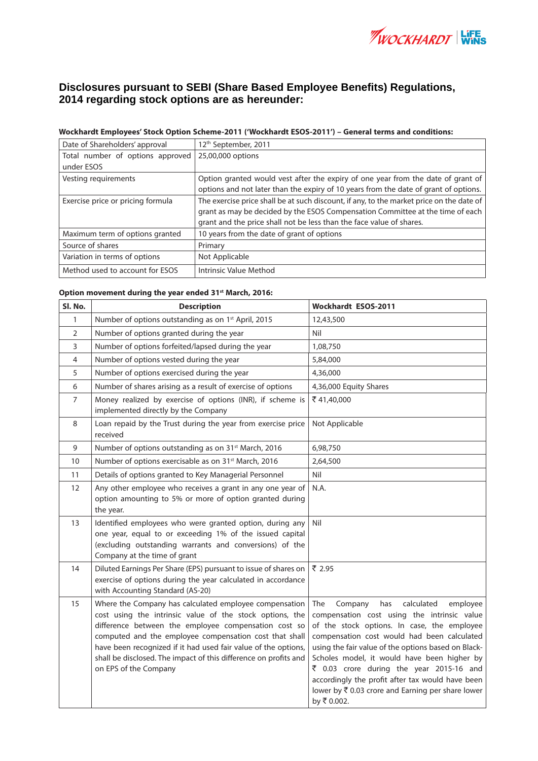## Disclosures pursuant to SEBI (Share Based Employee Benefits) Regulations, 2014 regarding stock options are as hereunder:

**Wockhardt Employees' Stock Option Scheme-2011 ('Wockhardt ESOS-2011') – General terms and conditions:**

| | |
|---|---|
| Date of Shareholders' approval | 12th September, 2011 |
| Total number of options approved under ESOS | 25,00,000 options |
| Vesting requirements | Option granted would vest after the expiry of one year from the date of grant of options and not later than the expiry of 10 years from the date of grant of options. |
| Exercise price or pricing formula | The exercise price shall be at such discount, if any, to the market price on the date of grant as may be decided by the ESOS Compensation Committee at the time of each grant and the price shall not be less than the face value of shares. |
| Maximum term of options granted | 10 years from the date of grant of options |
| Source of shares | Primary |
| Variation in terms of options | Not Applicable |
| Method used to account for ESOS | Intrinsic Value Method |

**Option movement during the year ended 31st March, 2016:**

| Sl. No. | Description | Wockhardt ESOS-2011 |
|---|---|---|
| 1 | Number of options outstanding as on 1st April, 2015 | 12,43,500 |
| 2 | Number of options granted during the year | Nil |
| 3 | Number of options forfeited/lapsed during the year | 1,08,750 |
| 4 | Number of options vested during the year | 5,84,000 |
| 5 | Number of options exercised during the year | 4,36,000 |
| 6 | Number of shares arising as a result of exercise of options | 4,36,000 Equity Shares |
| 7 | Money realized by exercise of options (INR), if scheme is implemented directly by the Company | ₹ 41,40,000 |
| 8 | Loan repaid by the Trust during the year from exercise price received | Not Applicable |
| 9 | Number of options outstanding as on 31st March, 2016 | 6,98,750 |
| 10 | Number of options exercisable as on 31st March, 2016 | 2,64,500 |
| 11 | Details of options granted to Key Managerial Personnel | Nil |
| 12 | Any other employee who receives a grant in any one year of option amounting to 5% or more of option granted during the year. | N.A. |
| 13 | Identified employees who were granted option, during any one year, equal to or exceeding 1% of the issued capital (excluding outstanding warrants and conversions) of the Company at the time of grant | Nil |
| 14 | Diluted Earnings Per Share (EPS) pursuant to issue of shares on exercise of options during the year calculated in accordance with Accounting Standard (AS-20) | ₹ 2.95 |
| 15 | Where the Company has calculated employee compensation cost using the intrinsic value of the stock options, the difference between the employee compensation cost so computed and the employee compensation cost that shall have been recognized if it had used fair value of the options, shall be disclosed. The impact of this difference on profits and on EPS of the Company | The Company has calculated employee compensation cost using the intrinsic value of the stock options. In case, the employee compensation cost would had been calculated using the fair value of the options based on Black-Scholes model, it would have been higher by ₹ 0.03 crore during the year 2015-16 and accordingly the profit after tax would have been lower by ₹ 0.03 crore and Earning per share lower by ₹ 0.002. |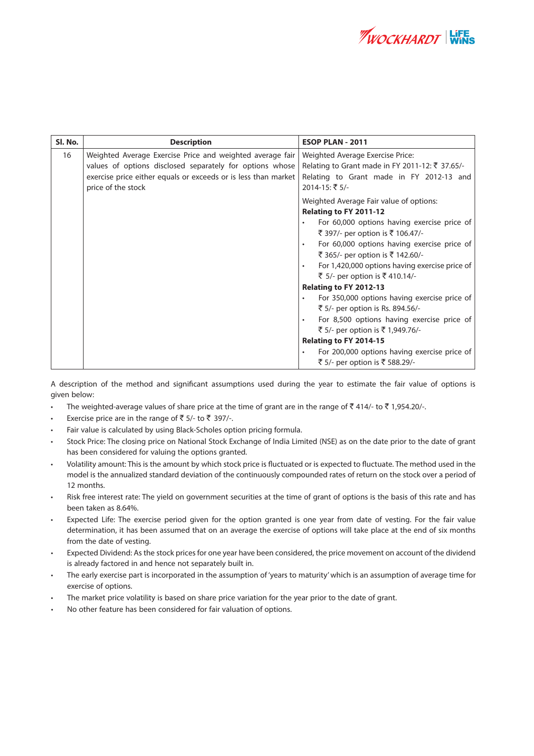| Sl. No. | Description | ESOP PLAN - 2011 |
|---|---|---|
| 16 | Weighted Average Exercise Price and weighted average fair values of options disclosed separately for options whose exercise price either equals or exceeds or is less than market price of the stock | Weighted Average Exercise Price:<br>Relating to Grant made in FY 2011-12: ₹ 37.65/-<br>Relating to Grant made in FY 2012-13 and 2014-15: ₹ 5/-<br><br>Weighted Average Fair value of options:<br>**Relating to FY 2011-12**<br>• For 60,000 options having exercise price of ₹ 397/- per option is ₹ 106.47/-<br>• For 60,000 options having exercise price of ₹ 365/- per option is ₹ 142.60/-<br>• For 1,420,000 options having exercise price of ₹ 5/- per option is ₹ 410.14/-<br>**Relating to FY 2012-13**<br>• For 350,000 options having exercise price of ₹ 5/- per option is Rs. 894.56/-<br>• For 8,500 options having exercise price of ₹ 5/- per option is ₹ 1,949.76/-<br>**Relating to FY 2014-15**<br>• For 200,000 options having exercise price of ₹ 5/- per option is ₹ 588.29/- |

A description of the method and significant assumptions used during the year to estimate the fair value of options is given below:

- The weighted-average values of share price at the time of grant are in the range of ₹ 414/- to ₹ 1,954.20/-.
- Exercise price are in the range of ₹ 5/- to ₹ 397/-.
- Fair value is calculated by using Black-Scholes option pricing formula.
- Stock Price: The closing price on National Stock Exchange of India Limited (NSE) as on the date prior to the date of grant has been considered for valuing the options granted.
- Volatility amount: This is the amount by which stock price is fluctuated or is expected to fluctuate. The method used in the model is the annualized standard deviation of the continuously compounded rates of return on the stock over a period of 12 months.
- Risk free interest rate: The yield on government securities at the time of grant of options is the basis of this rate and has been taken as 8.64%.
- Expected Life: The exercise period given for the option granted is one year from date of vesting. For the fair value determination, it has been assumed that on an average the exercise of options will take place at the end of six months from the date of vesting.
- Expected Dividend: As the stock prices for one year have been considered, the price movement on account of the dividend is already factored in and hence not separately built in.
- The early exercise part is incorporated in the assumption of 'years to maturity' which is an assumption of average time for exercise of options.
- The market price volatility is based on share price variation for the year prior to the date of grant.
- No other feature has been considered for fair valuation of options.